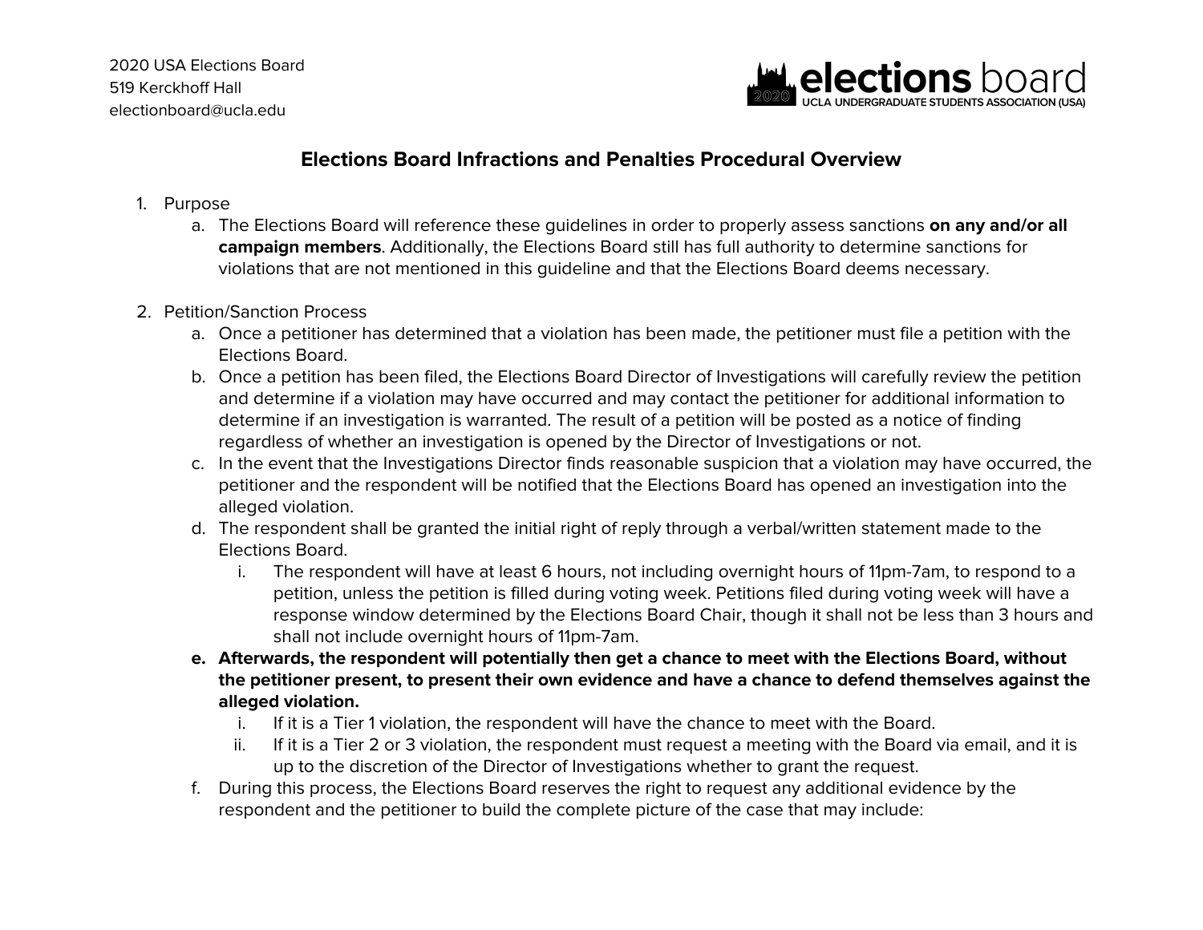2020 USA Elections Board
519 Kerckhoff Hall
electionboard@ucla.edu

## Elections Board Infractions and Penalties Procedural Overview

1. Purpose
    a. The Elections Board will reference these guidelines in order to properly assess sanctions **on any and/or all campaign members**. Additionally, the Elections Board still has full authority to determine sanctions for violations that are not mentioned in this guideline and that the Elections Board deems necessary.

2. Petition/Sanction Process
    a. Once a petitioner has determined that a violation has been made, the petitioner must file a petition with the Elections Board.
    b. Once a petition has been filed, the Elections Board Director of Investigations will carefully review the petition and determine if a violation may have occurred and may contact the petitioner for additional information to determine if an investigation is warranted. The result of a petition will be posted as a notice of finding regardless of whether an investigation is opened by the Director of Investigations or not.
    c. In the event that the Investigations Director finds reasonable suspicion that a violation may have occurred, the petitioner and the respondent will be notified that the Elections Board has opened an investigation into the alleged violation.
    d. The respondent shall be granted the initial right of reply through a verbal/written statement made to the Elections Board.
        i. The respondent will have at least 6 hours, not including overnight hours of 11pm-7am, to respond to a petition, unless the petition is filled during voting week. Petitions filed during voting week will have a response window determined by the Elections Board Chair, though it shall not be less than 3 hours and shall not include overnight hours of 11pm-7am.
    **e. Afterwards, the respondent will potentially then get a chance to meet with the Elections Board, without the petitioner present, to present their own evidence and have a chance to defend themselves against the alleged violation.**
        i. If it is a Tier 1 violation, the respondent will have the chance to meet with the Board.
        ii. If it is a Tier 2 or 3 violation, the respondent must request a meeting with the Board via email, and it is up to the discretion of the Director of Investigations whether to grant the request.
    f. During this process, the Elections Board reserves the right to request any additional evidence by the respondent and the petitioner to build the complete picture of the case that may include: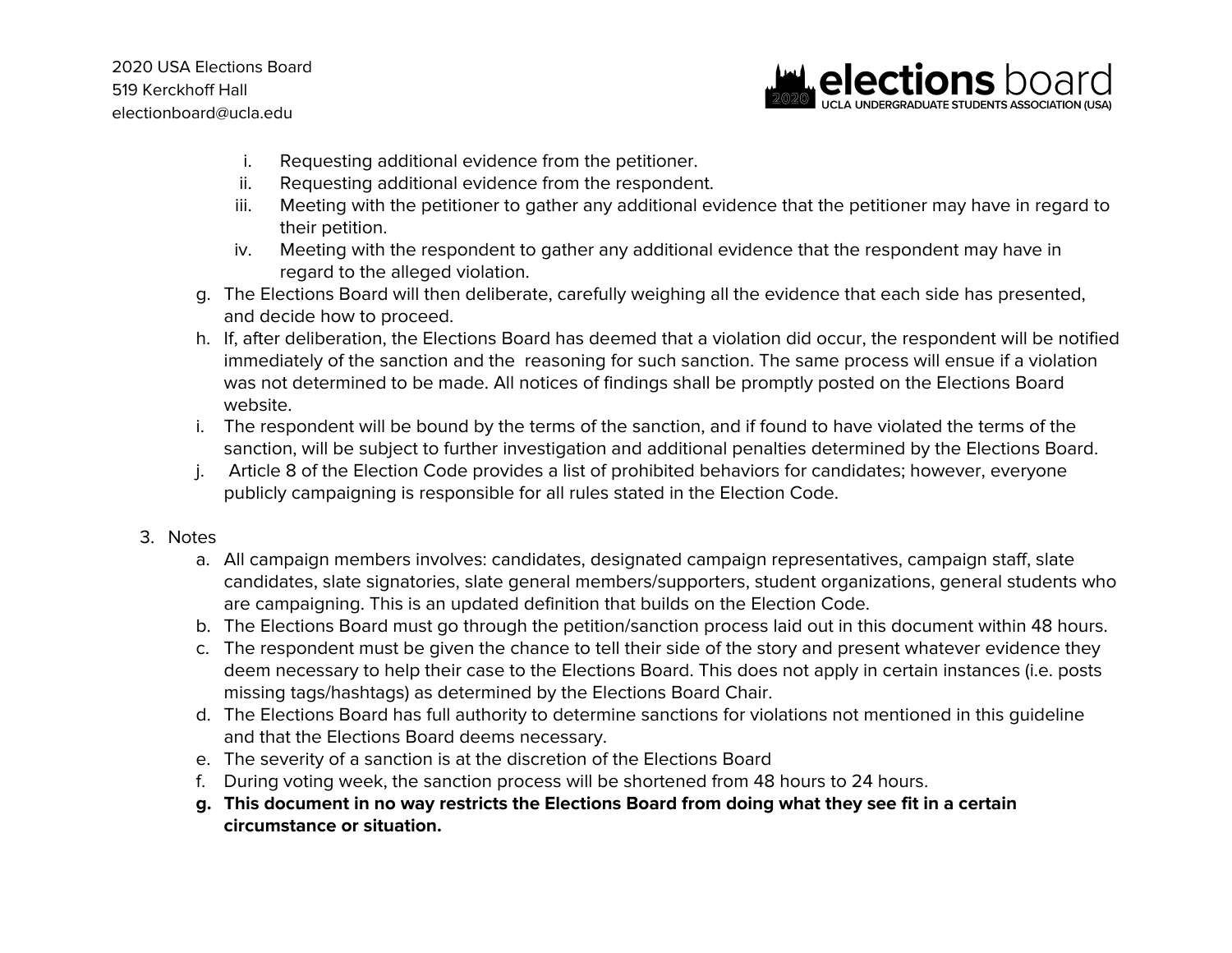i. Requesting additional evidence from the petitioner.
ii. Requesting additional evidence from the respondent.
iii. Meeting with the petitioner to gather any additional evidence that the petitioner may have in regard to their petition.
iv. Meeting with the respondent to gather any additional evidence that the respondent may have in regard to the alleged violation.

g. The Elections Board will then deliberate, carefully weighing all the evidence that each side has presented, and decide how to proceed.
h. If, after deliberation, the Elections Board has deemed that a violation did occur, the respondent will be notified immediately of the sanction and the reasoning for such sanction. The same process will ensue if a violation was not determined to be made. All notices of findings shall be promptly posted on the Elections Board website.
i. The respondent will be bound by the terms of the sanction, and if found to have violated the terms of the sanction, will be subject to further investigation and additional penalties determined by the Elections Board.
j. Article 8 of the Election Code provides a list of prohibited behaviors for candidates; however, everyone publicly campaigning is responsible for all rules stated in the Election Code.

3. Notes
   a. All campaign members involves: candidates, designated campaign representatives, campaign staff, slate candidates, slate signatories, slate general members/supporters, student organizations, general students who are campaigning. This is an updated definition that builds on the Election Code.
   b. The Elections Board must go through the petition/sanction process laid out in this document within 48 hours.
   c. The respondent must be given the chance to tell their side of the story and present whatever evidence they deem necessary to help their case to the Elections Board. This does not apply in certain instances (i.e. posts missing tags/hashtags) as determined by the Elections Board Chair.
   d. The Elections Board has full authority to determine sanctions for violations not mentioned in this guideline and that the Elections Board deems necessary.
   e. The severity of a sanction is at the discretion of the Elections Board
   f. During voting week, the sanction process will be shortened from 48 hours to 24 hours.
   g. **This document in no way restricts the Elections Board from doing what they see fit in a certain circumstance or situation.**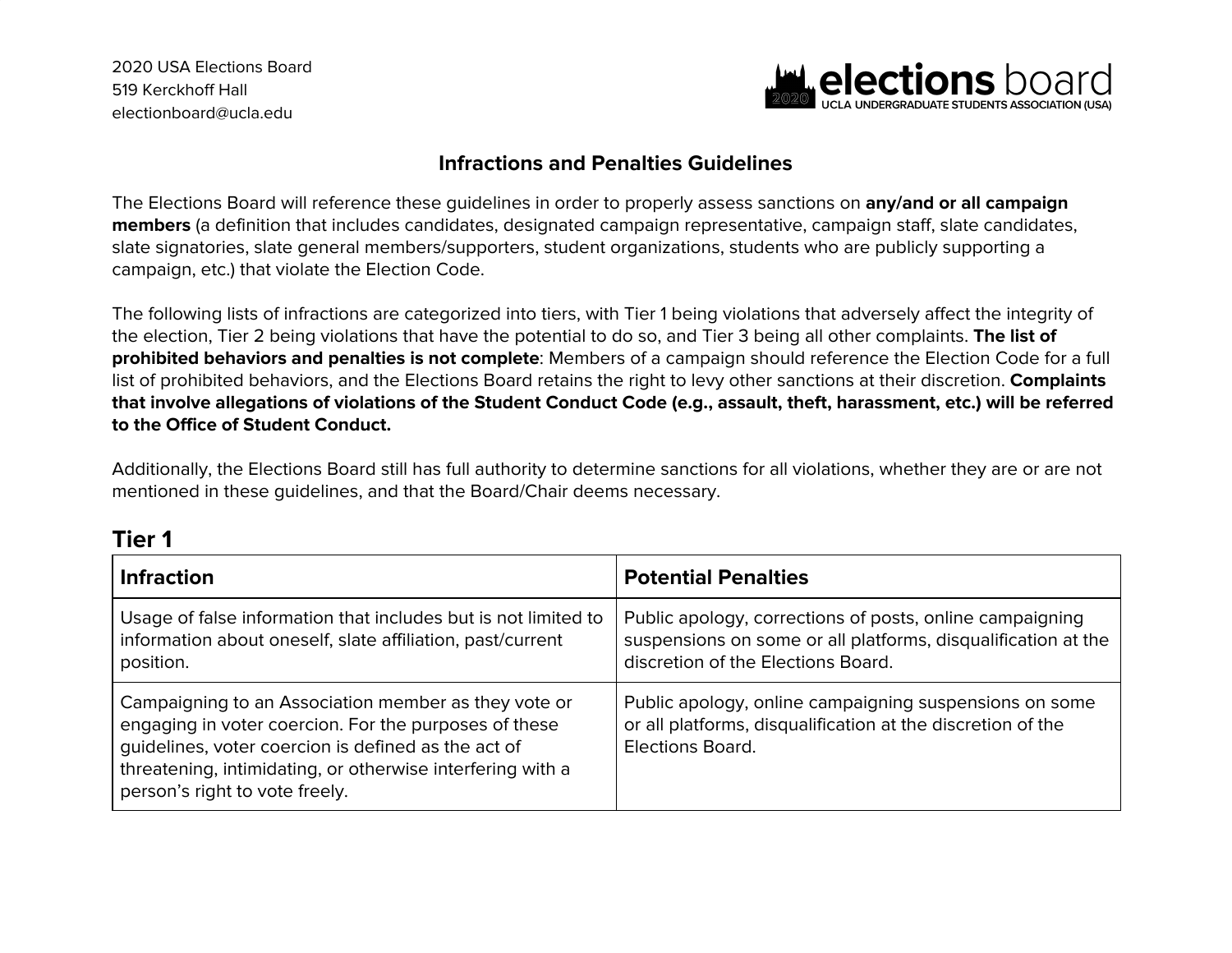2020 USA Elections Board
519 Kerckhoff Hall
electionboard@ucla.edu

**elections board**
UCLA UNDERGRADUATE STUDENTS ASSOCIATION (USA)

## Infractions and Penalties Guidelines

The Elections Board will reference these guidelines in order to properly assess sanctions on **any/and or all campaign members** (a definition that includes candidates, designated campaign representative, campaign staff, slate candidates, slate signatories, slate general members/supporters, student organizations, students who are publicly supporting a campaign, etc.) that violate the Election Code.

The following lists of infractions are categorized into tiers, with Tier 1 being violations that adversely affect the integrity of the election, Tier 2 being violations that have the potential to do so, and Tier 3 being all other complaints. **The list of prohibited behaviors and penalties is not complete**: Members of a campaign should reference the Election Code for a full list of prohibited behaviors, and the Elections Board retains the right to levy other sanctions at their discretion. **Complaints that involve allegations of violations of the Student Conduct Code (e.g., assault, theft, harassment, etc.) will be referred to the Office of Student Conduct.**

Additionally, the Elections Board still has full authority to determine sanctions for all violations, whether they are or are not mentioned in these guidelines, and that the Board/Chair deems necessary.

## Tier 1

| Infraction | Potential Penalties |
|---|---|
| Usage of false information that includes but is not limited to information about oneself, slate affiliation, past/current position. | Public apology, corrections of posts, online campaigning suspensions on some or all platforms, disqualification at the discretion of the Elections Board. |
| Campaigning to an Association member as they vote or engaging in voter coercion. For the purposes of these guidelines, voter coercion is defined as the act of threatening, intimidating, or otherwise interfering with a person's right to vote freely. | Public apology, online campaigning suspensions on some or all platforms, disqualification at the discretion of the Elections Board. |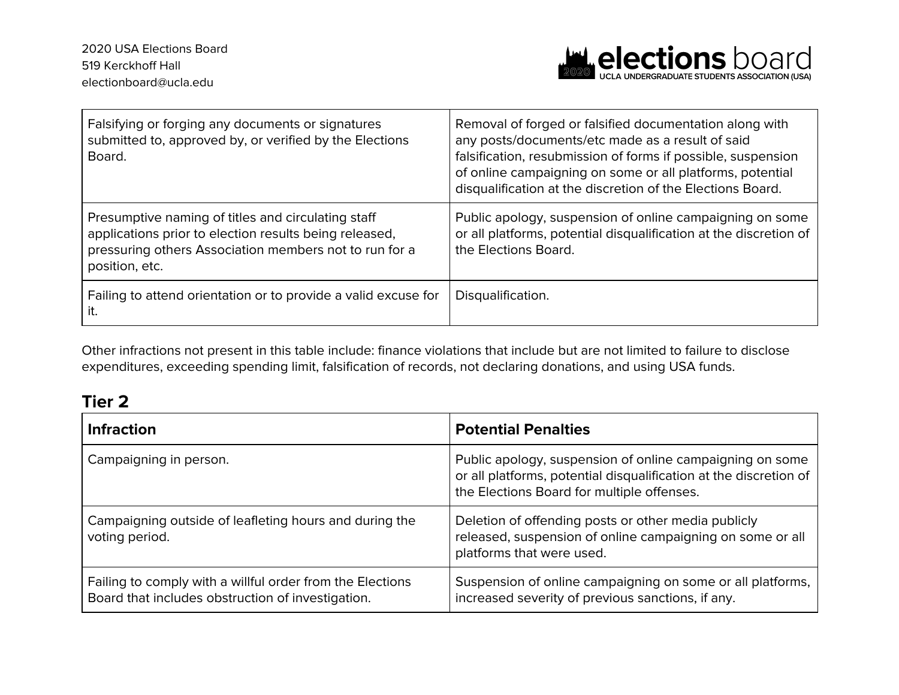| | |
|---|---|
| Falsifying or forging any documents or signatures submitted to, approved by, or verified by the Elections Board. | Removal of forged or falsified documentation along with any posts/documents/etc made as a result of said falsification, resubmission of forms if possible, suspension of online campaigning on some or all platforms, potential disqualification at the discretion of the Elections Board. |
| Presumptive naming of titles and circulating staff applications prior to election results being released, pressuring others Association members not to run for a position, etc. | Public apology, suspension of online campaigning on some or all platforms, potential disqualification at the discretion of the Elections Board. |
| Failing to attend orientation or to provide a valid excuse for it. | Disqualification. |

Other infractions not present in this table include: finance violations that include but are not limited to failure to disclose expenditures, exceeding spending limit, falsification of records, not declaring donations, and using USA funds.

## Tier 2

| Infraction | Potential Penalties |
|---|---|
| Campaigning in person. | Public apology, suspension of online campaigning on some or all platforms, potential disqualification at the discretion of the Elections Board for multiple offenses. |
| Campaigning outside of leafleting hours and during the voting period. | Deletion of offending posts or other media publicly released, suspension of online campaigning on some or all platforms that were used. |
| Failing to comply with a willful order from the Elections Board that includes obstruction of investigation. | Suspension of online campaigning on some or all platforms, increased severity of previous sanctions, if any. |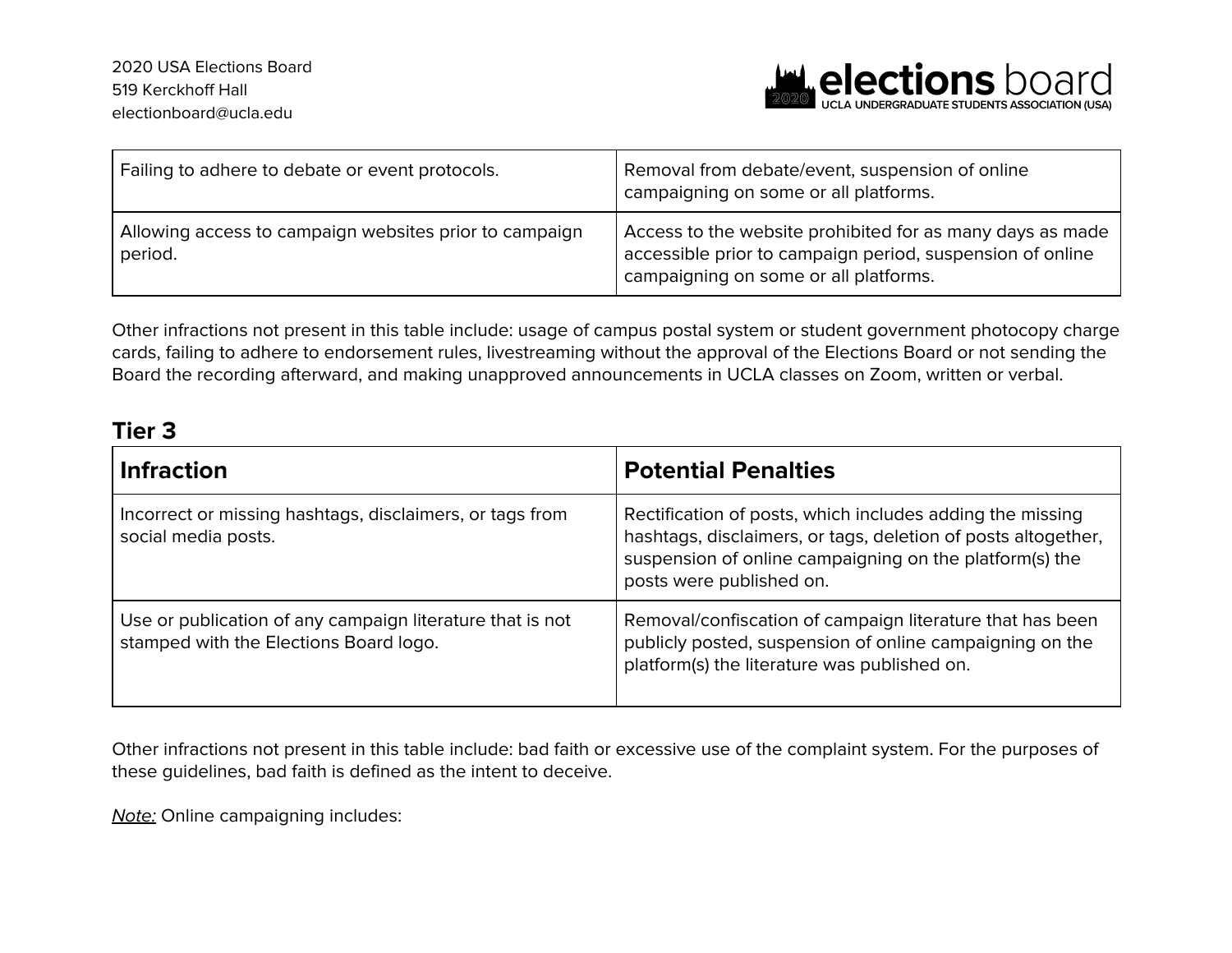| Failing to adhere to debate or event protocols. | Removal from debate/event, suspension of online campaigning on some or all platforms. |
|---|---|
| Allowing access to campaign websites prior to campaign period. | Access to the website prohibited for as many days as made accessible prior to campaign period, suspension of online campaigning on some or all platforms. |

Other infractions not present in this table include: usage of campus postal system or student government photocopy charge cards, failing to adhere to endorsement rules, livestreaming without the approval of the Elections Board or not sending the Board the recording afterward, and making unapproved announcements in UCLA classes on Zoom, written or verbal.

## Tier 3

| Infraction | Potential Penalties |
|---|---|
| Incorrect or missing hashtags, disclaimers, or tags from social media posts. | Rectification of posts, which includes adding the missing hashtags, disclaimers, or tags, deletion of posts altogether, suspension of online campaigning on the platform(s) the posts were published on. |
| Use or publication of any campaign literature that is not stamped with the Elections Board logo. | Removal/confiscation of campaign literature that has been publicly posted, suspension of online campaigning on the platform(s) the literature was published on. |

Other infractions not present in this table include: bad faith or excessive use of the complaint system. For the purposes of these guidelines, bad faith is defined as the intent to deceive.

*Note:* Online campaigning includes: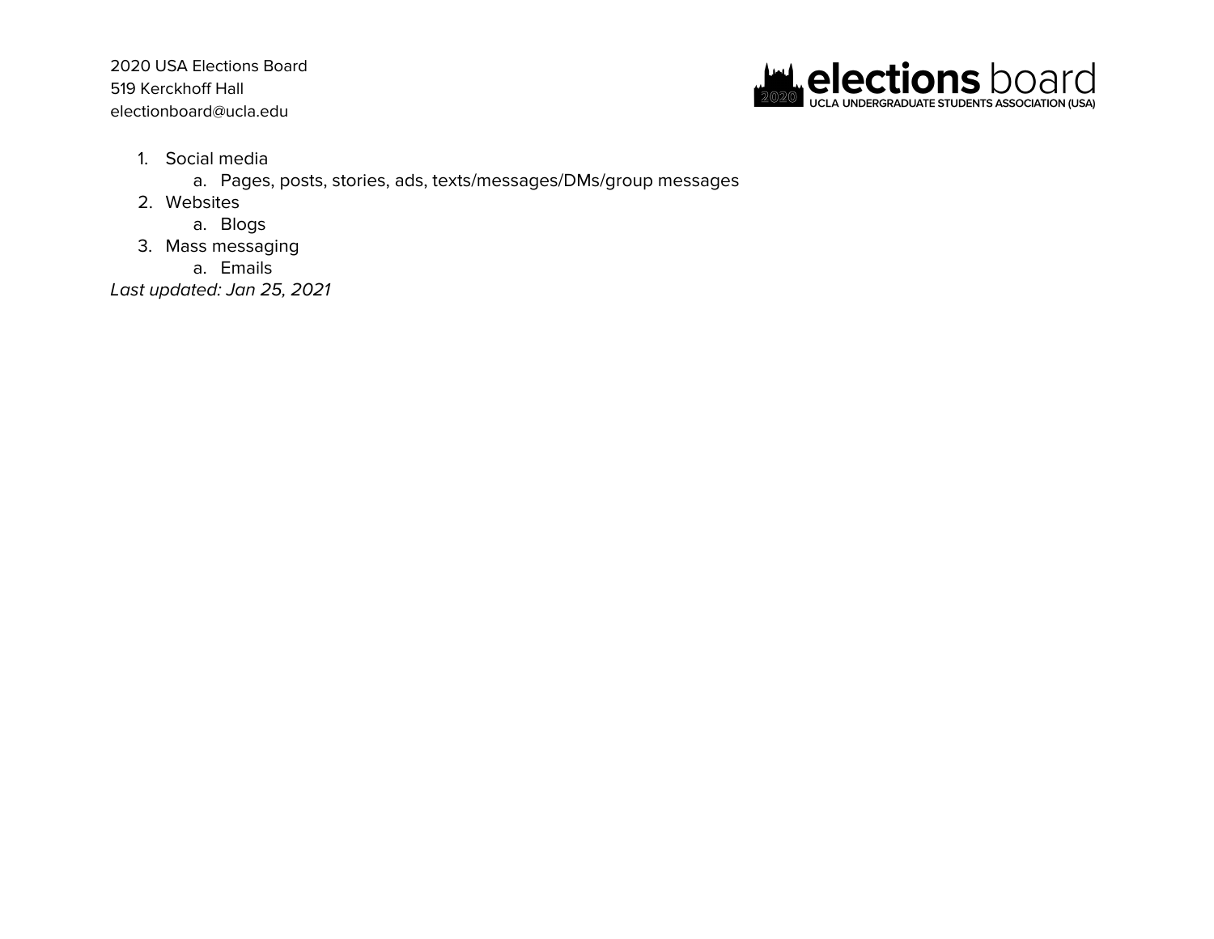1. Social media
    a. Pages, posts, stories, ads, texts/messages/DMs/group messages
2. Websites
    a. Blogs
3. Mass messaging
    a. Emails

*Last updated: Jan 25, 2021*